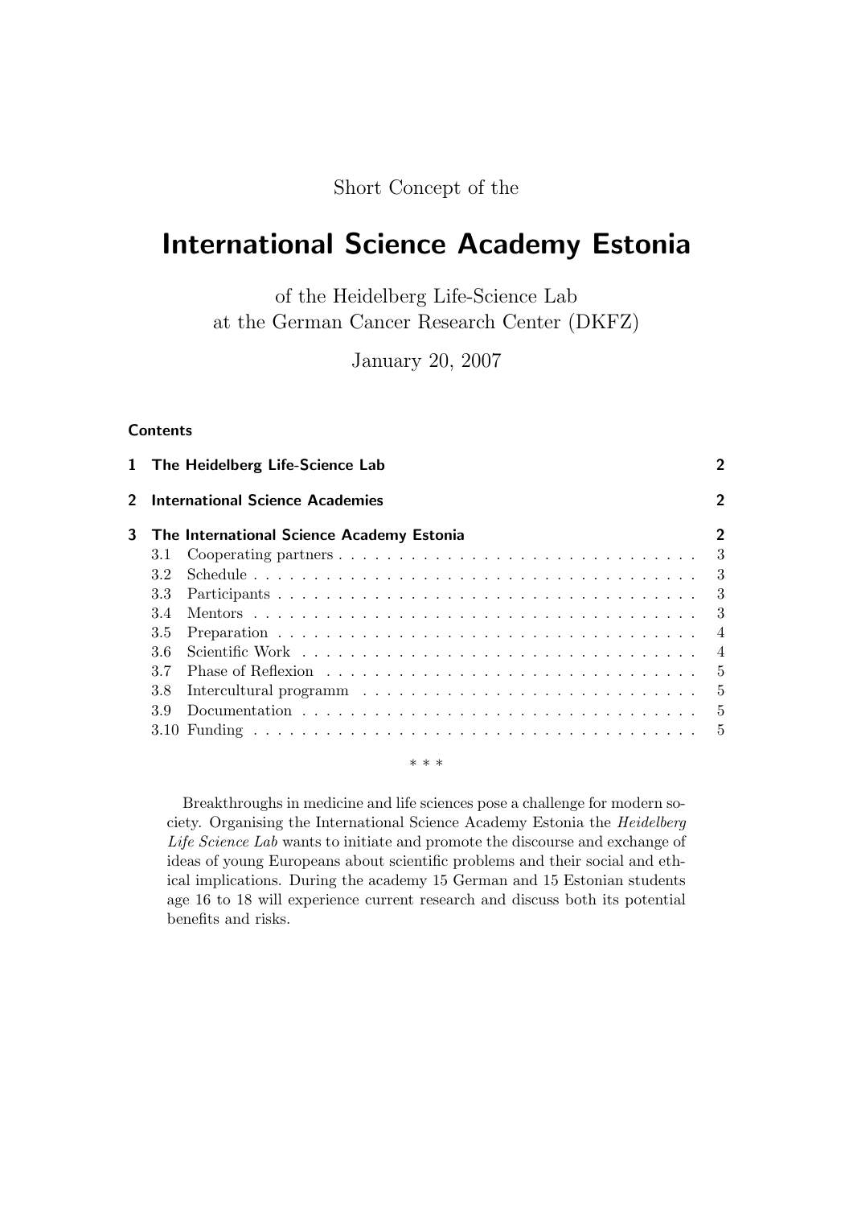Short Concept of the

# International Science Academy Estonia

of the Heidelberg Life-Science Lab
at the German Cancer Research Center (DKFZ)

January 20, 2007

**Contents**

| | | |
|---|---|---|
| **1** | **The Heidelberg Life-Science Lab** | **2** |
| **2** | **International Science Academies** | **2** |
| **3** | **The International Science Academy Estonia** | **2** |
| 3.1 | Cooperating partners | 3 |
| 3.2 | Schedule | 3 |
| 3.3 | Participants | 3 |
| 3.4 | Mentors | 3 |
| 3.5 | Preparation | 4 |
| 3.6 | Scientific Work | 4 |
| 3.7 | Phase of Reflexion | 5 |
| 3.8 | Intercultural programm | 5 |
| 3.9 | Documentation | 5 |
| 3.10 | Funding | 5 |

\* \* \*

Breakthroughs in medicine and life sciences pose a challenge for modern society. Organising the International Science Academy Estonia the *Heidelberg Life Science Lab* wants to initiate and promote the discourse and exchange of ideas of young Europeans about scientific problems and their social and ethical implications. During the academy 15 German and 15 Estonian students age 16 to 18 will experience current research and discuss both its potential benefits and risks.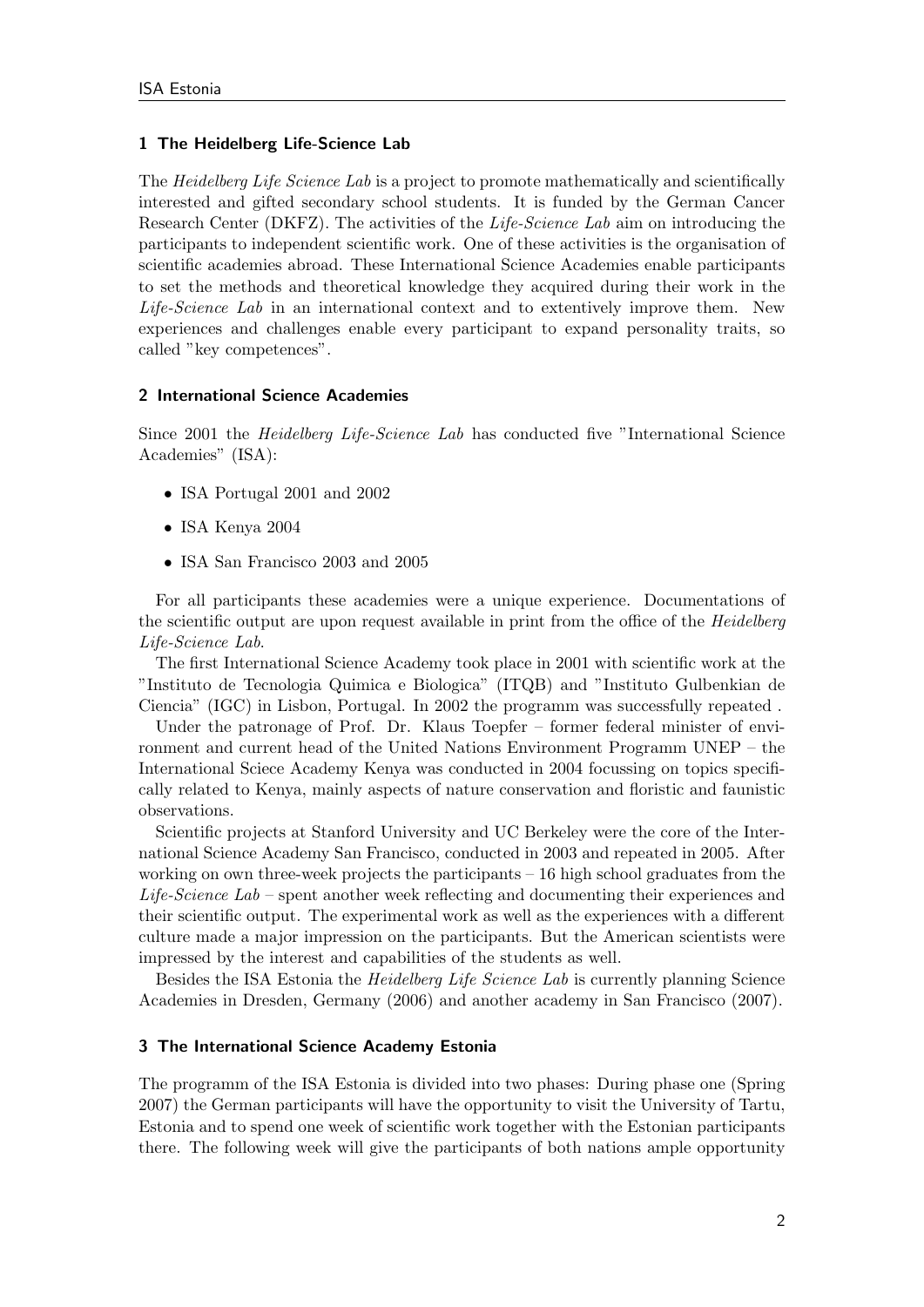## 1 The Heidelberg Life-Science Lab

The *Heidelberg Life Science Lab* is a project to promote mathematically and scientifically interested and gifted secondary school students. It is funded by the German Cancer Research Center (DKFZ). The activities of the *Life-Science Lab* aim on introducing the participants to independent scientific work. One of these activities is the organisation of scientific academies abroad. These International Science Academies enable participants to set the methods and theoretical knowledge they acquired during their work in the *Life-Science Lab* in an international context and to extentively improve them. New experiences and challenges enable every participant to expand personality traits, so called "key competences".

## 2 International Science Academies

Since 2001 the *Heidelberg Life-Science Lab* has conducted five "International Science Academies" (ISA):

- ISA Portugal 2001 and 2002
- ISA Kenya 2004
- ISA San Francisco 2003 and 2005

For all participants these academies were a unique experience. Documentations of the scientific output are upon request available in print from the office of the *Heidelberg Life-Science Lab*.

The first International Science Academy took place in 2001 with scientific work at the "Instituto de Tecnologia Quimica e Biologica" (ITQB) and "Instituto Gulbenkian de Ciencia" (IGC) in Lisbon, Portugal. In 2002 the programm was successfully repeated .

Under the patronage of Prof. Dr. Klaus Toepfer – former federal minister of environment and current head of the United Nations Environment Programm UNEP – the International Sciece Academy Kenya was conducted in 2004 focussing on topics specifically related to Kenya, mainly aspects of nature conservation and floristic and faunistic observations.

Scientific projects at Stanford University and UC Berkeley were the core of the International Science Academy San Francisco, conducted in 2003 and repeated in 2005. After working on own three-week projects the participants – 16 high school graduates from the *Life-Science Lab* – spent another week reflecting and documenting their experiences and their scientific output. The experimental work as well as the experiences with a different culture made a major impression on the participants. But the American scientists were impressed by the interest and capabilities of the students as well.

Besides the ISA Estonia the *Heidelberg Life Science Lab* is currently planning Science Academies in Dresden, Germany (2006) and another academy in San Francisco (2007).

## 3 The International Science Academy Estonia

The programm of the ISA Estonia is divided into two phases: During phase one (Spring 2007) the German participants will have the opportunity to visit the University of Tartu, Estonia and to spend one week of scientific work together with the Estonian participants there. The following week will give the participants of both nations ample opportunity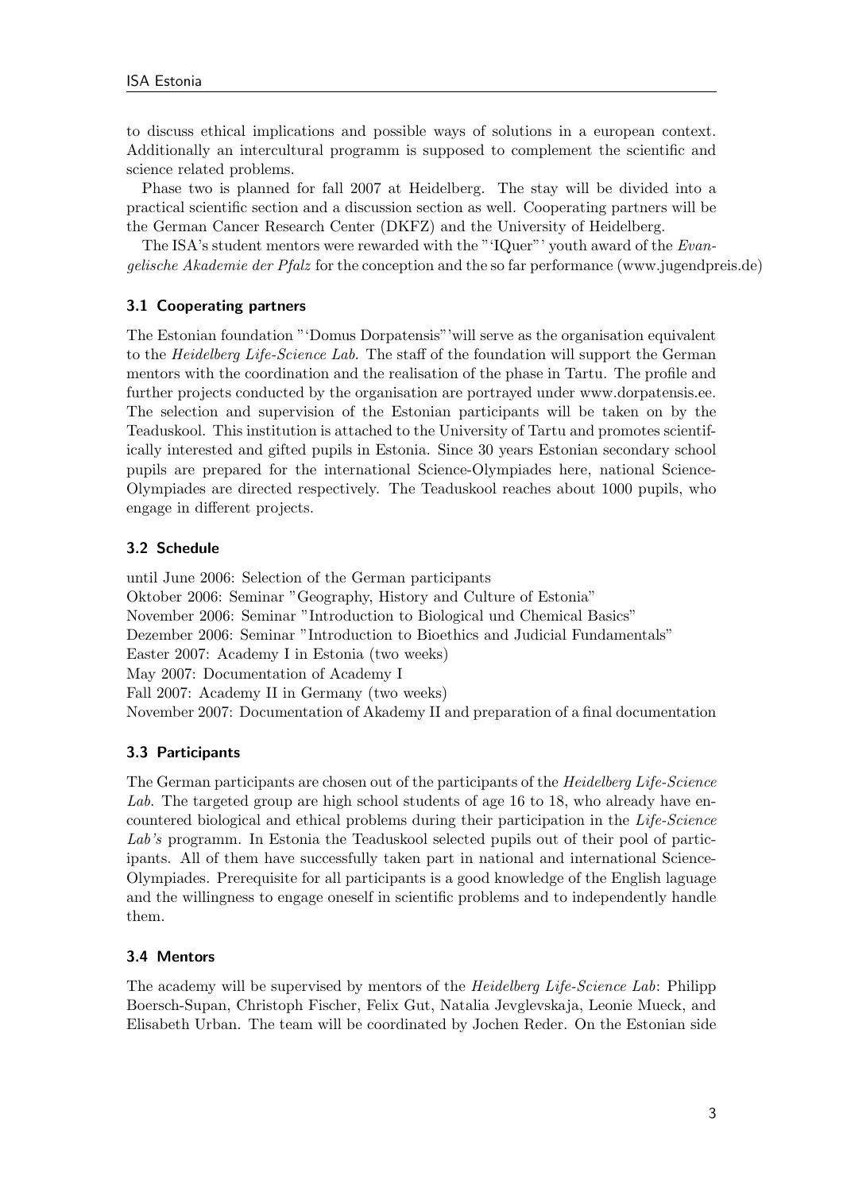to discuss ethical implications and possible ways of solutions in a european context. Additionally an intercultural programm is supposed to complement the scientific and science related problems.

Phase two is planned for fall 2007 at Heidelberg. The stay will be divided into a practical scientific section and a discussion section as well. Cooperating partners will be the German Cancer Research Center (DKFZ) and the University of Heidelberg.

The ISA's student mentors were rewarded with the "'IQuer"' youth award of the *Evangelische Akademie der Pfalz* for the conception and the so far performance (www.jugendpreis.de)

### 3.1 Cooperating partners

The Estonian foundation "'Domus Dorpatensis"'will serve as the organisation equivalent to the *Heidelberg Life-Science Lab*. The staff of the foundation will support the German mentors with the coordination and the realisation of the phase in Tartu. The profile and further projects conducted by the organisation are portrayed under www.dorpatensis.ee. The selection and supervision of the Estonian participants will be taken on by the Teaduskool. This institution is attached to the University of Tartu and promotes scientifically interested and gifted pupils in Estonia. Since 30 years Estonian secondary school pupils are prepared for the international Science-Olympiades here, national Science-Olympiades are directed respectively. The Teaduskool reaches about 1000 pupils, who engage in different projects.

### 3.2 Schedule

until June 2006: Selection of the German participants
Oktober 2006: Seminar "Geography, History and Culture of Estonia"
November 2006: Seminar "Introduction to Biological und Chemical Basics"
Dezember 2006: Seminar "Introduction to Bioethics and Judicial Fundamentals"
Easter 2007: Academy I in Estonia (two weeks)
May 2007: Documentation of Academy I
Fall 2007: Academy II in Germany (two weeks)
November 2007: Documentation of Akademy II and preparation of a final documentation

### 3.3 Participants

The German participants are chosen out of the participants of the *Heidelberg Life-Science Lab*. The targeted group are high school students of age 16 to 18, who already have encountered biological and ethical problems during their participation in the *Life-Science Lab's* programm. In Estonia the Teaduskool selected pupils out of their pool of participants. All of them have successfully taken part in national and international Science-Olympiades. Prerequisite for all participants is a good knowledge of the English laguage and the willingness to engage oneself in scientific problems and to independently handle them.

### 3.4 Mentors

The academy will be supervised by mentors of the *Heidelberg Life-Science Lab*: Philipp Boersch-Supan, Christoph Fischer, Felix Gut, Natalia Jevglevskaja, Leonie Mueck, and Elisabeth Urban. The team will be coordinated by Jochen Reder. On the Estonian side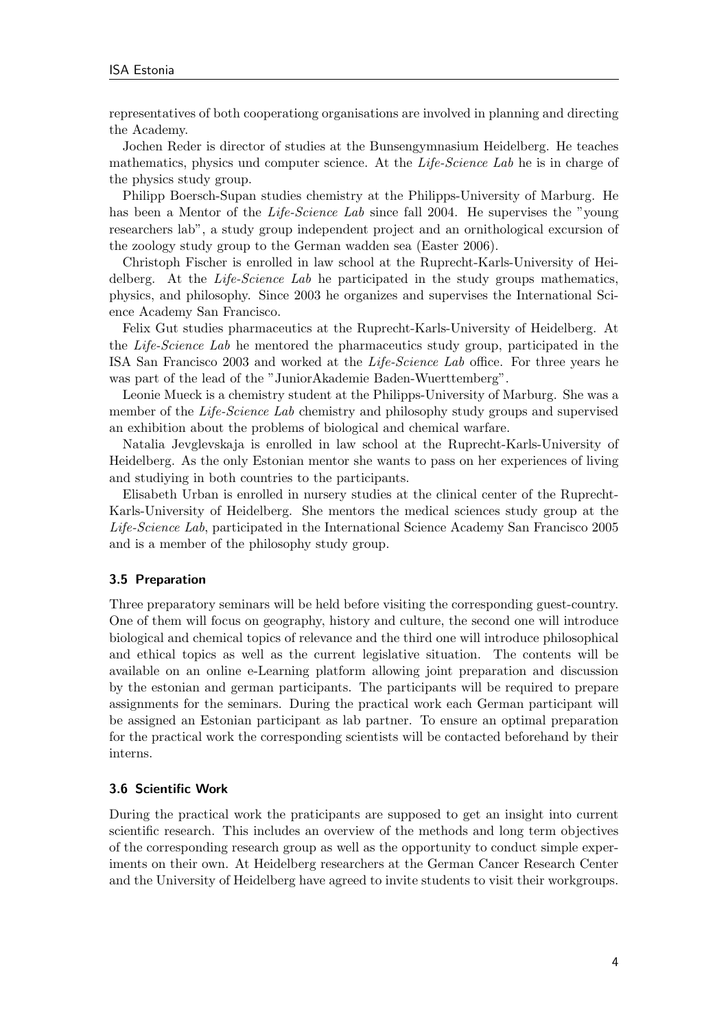representatives of both cooperationg organisations are involved in planning and directing the Academy.

Jochen Reder is director of studies at the Bunsengymnasium Heidelberg. He teaches mathematics, physics und computer science. At the *Life-Science Lab* he is in charge of the physics study group.

Philipp Boersch-Supan studies chemistry at the Philipps-University of Marburg. He has been a Mentor of the *Life-Science Lab* since fall 2004. He supervises the "young researchers lab", a study group independent project and an ornithological excursion of the zoology study group to the German wadden sea (Easter 2006).

Christoph Fischer is enrolled in law school at the Ruprecht-Karls-University of Heidelberg. At the *Life-Science Lab* he participated in the study groups mathematics, physics, and philosophy. Since 2003 he organizes and supervises the International Science Academy San Francisco.

Felix Gut studies pharmaceutics at the Ruprecht-Karls-University of Heidelberg. At the *Life-Science Lab* he mentored the pharmaceutics study group, participated in the ISA San Francisco 2003 and worked at the *Life-Science Lab* office. For three years he was part of the lead of the "JuniorAkademie Baden-Wuerttemberg".

Leonie Mueck is a chemistry student at the Philipps-University of Marburg. She was a member of the *Life-Science Lab* chemistry and philosophy study groups and supervised an exhibition about the problems of biological and chemical warfare.

Natalia Jevglevskaja is enrolled in law school at the Ruprecht-Karls-University of Heidelberg. As the only Estonian mentor she wants to pass on her experiences of living and studiying in both countries to the participants.

Elisabeth Urban is enrolled in nursery studies at the clinical center of the Ruprecht-Karls-University of Heidelberg. She mentors the medical sciences study group at the *Life-Science Lab*, participated in the International Science Academy San Francisco 2005 and is a member of the philosophy study group.

### 3.5 Preparation

Three preparatory seminars will be held before visiting the corresponding guest-country. One of them will focus on geography, history and culture, the second one will introduce biological and chemical topics of relevance and the third one will introduce philosophical and ethical topics as well as the current legislative situation. The contents will be available on an online e-Learning platform allowing joint preparation and discussion by the estonian and german participants. The participants will be required to prepare assignments for the seminars. During the practical work each German participant will be assigned an Estonian participant as lab partner. To ensure an optimal preparation for the practical work the corresponding scientists will be contacted beforehand by their interns.

### 3.6 Scientific Work

During the practical work the praticipants are supposed to get an insight into current scientific research. This includes an overview of the methods and long term objectives of the corresponding research group as well as the opportunity to conduct simple experiments on their own. At Heidelberg researchers at the German Cancer Research Center and the University of Heidelberg have agreed to invite students to visit their workgroups.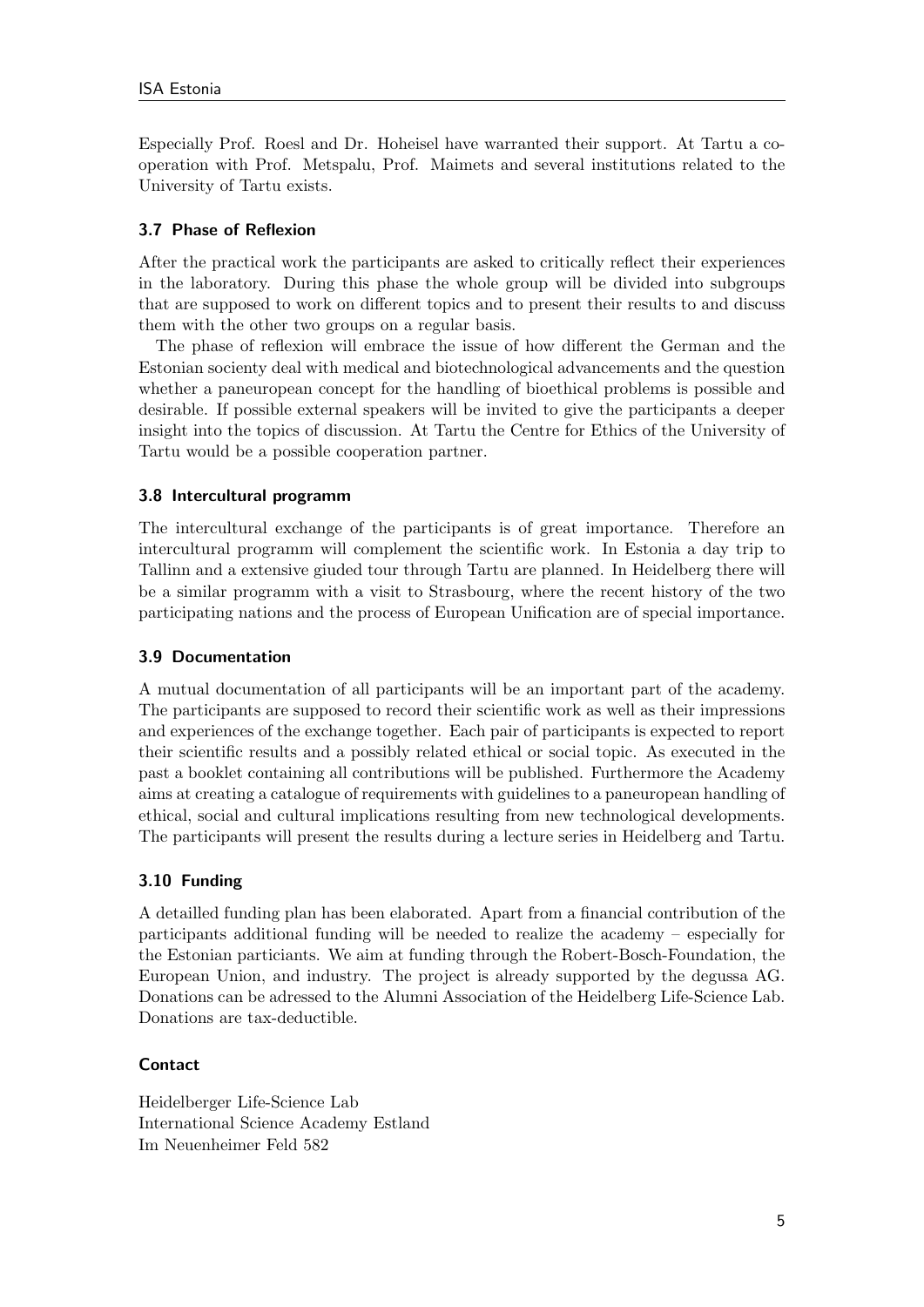Especially Prof. Roesl and Dr. Hoheisel have warranted their support. At Tartu a cooperation with Prof. Metspalu, Prof. Maimets and several institutions related to the University of Tartu exists.

### 3.7 Phase of Reflexion

After the practical work the participants are asked to critically reflect their experiences in the laboratory. During this phase the whole group will be divided into subgroups that are supposed to work on different topics and to present their results to and discuss them with the other two groups on a regular basis.

The phase of reflexion will embrace the issue of how different the German and the Estonian socienty deal with medical and biotechnological advancements and the question whether a paneuropean concept for the handling of bioethical problems is possible and desirable. If possible external speakers will be invited to give the participants a deeper insight into the topics of discussion. At Tartu the Centre for Ethics of the University of Tartu would be a possible cooperation partner.

### 3.8 Intercultural programm

The intercultural exchange of the participants is of great importance. Therefore an intercultural programm will complement the scientific work. In Estonia a day trip to Tallinn and a extensive giuded tour through Tartu are planned. In Heidelberg there will be a similar programm with a visit to Strasbourg, where the recent history of the two participating nations and the process of European Unification are of special importance.

### 3.9 Documentation

A mutual documentation of all participants will be an important part of the academy. The participants are supposed to record their scientific work as well as their impressions and experiences of the exchange together. Each pair of participants is expected to report their scientific results and a possibly related ethical or social topic. As executed in the past a booklet containing all contributions will be published. Furthermore the Academy aims at creating a catalogue of requirements with guidelines to a paneuropean handling of ethical, social and cultural implications resulting from new technological developments. The participants will present the results during a lecture series in Heidelberg and Tartu.

### 3.10 Funding

A detailled funding plan has been elaborated. Apart from a financial contribution of the participants additional funding will be needed to realize the academy – especially for the Estonian particiants. We aim at funding through the Robert-Bosch-Foundation, the European Union, and industry. The project is already supported by the degussa AG. Donations can be adressed to the Alumni Association of the Heidelberg Life-Science Lab. Donations are tax-deductible.

### Contact

Heidelberger Life-Science Lab
International Science Academy Estland
Im Neuenheimer Feld 582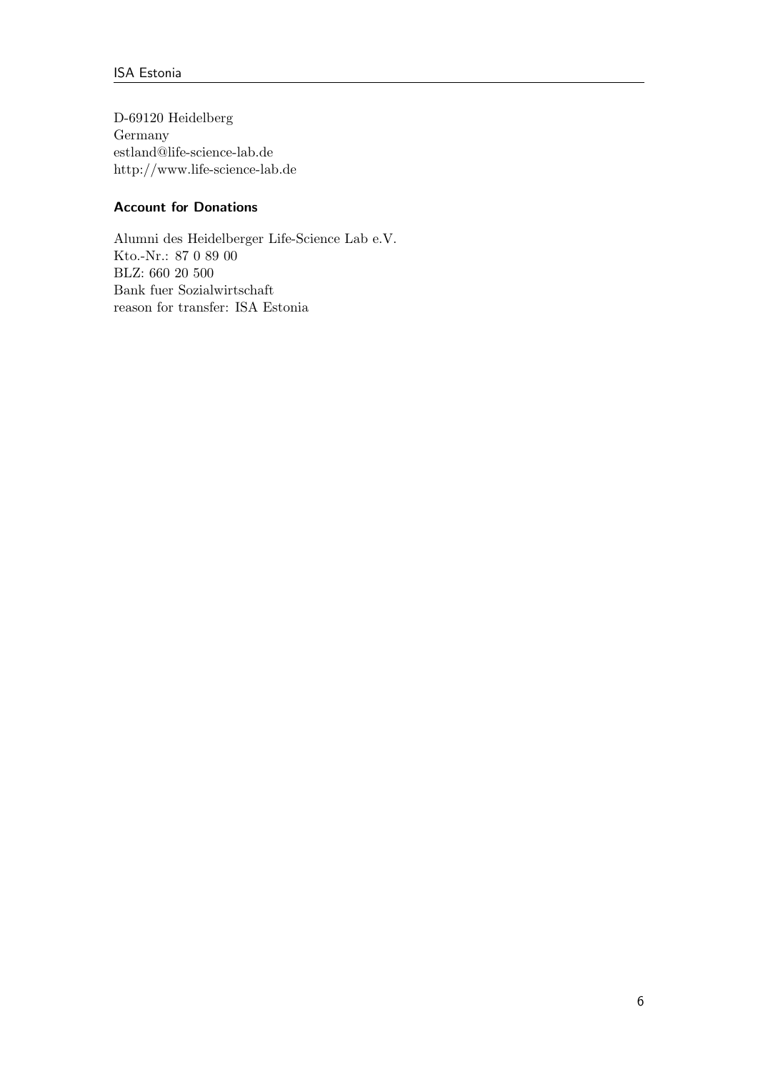D-69120 Heidelberg
Germany
estland@life-science-lab.de
http://www.life-science-lab.de

### Account for Donations

Alumni des Heidelberger Life-Science Lab e.V.
Kto.-Nr.: 87 0 89 00
BLZ: 660 20 500
Bank fuer Sozialwirtschaft
reason for transfer: ISA Estonia